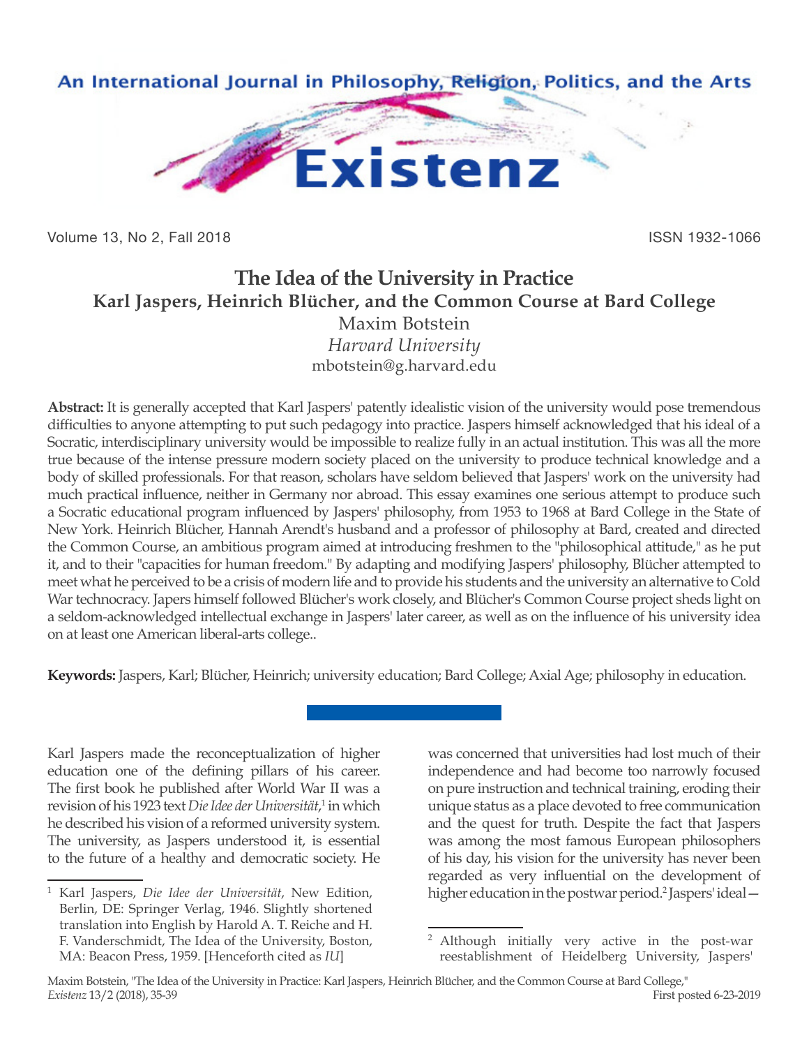# The Idea of the University in Practice
## Karl Jaspers, Heinrich Blücher, and the Common Course at Bard College

Maxim Botstein
*Harvard University*
mbotstein@g.harvard.edu

**Abstract:** It is generally accepted that Karl Jaspers' patently idealistic vision of the university would pose tremendous difficulties to anyone attempting to put such pedagogy into practice. Jaspers himself acknowledged that his ideal of a Socratic, interdisciplinary university would be impossible to realize fully in an actual institution. This was all the more true because of the intense pressure modern society placed on the university to produce technical knowledge and a body of skilled professionals. For that reason, scholars have seldom believed that Jaspers' work on the university had much practical influence, neither in Germany nor abroad. This essay examines one serious attempt to produce such a Socratic educational program influenced by Jaspers' philosophy, from 1953 to 1968 at Bard College in the State of New York. Heinrich Blücher, Hannah Arendt's husband and a professor of philosophy at Bard, created and directed the Common Course, an ambitious program aimed at introducing freshmen to the "philosophical attitude," as he put it, and to their "capacities for human freedom." By adapting and modifying Jaspers' philosophy, Blücher attempted to meet what he perceived to be a crisis of modern life and to provide his students and the university an alternative to Cold War technocracy. Japers himself followed Blücher's work closely, and Blücher's Common Course project sheds light on a seldom-acknowledged intellectual exchange in Jaspers' later career, as well as on the influence of his university idea on at least one American liberal-arts college..

**Keywords:** Jaspers, Karl; Blücher, Heinrich; university education; Bard College; Axial Age; philosophy in education.

Karl Jaspers made the reconceptualization of higher education one of the defining pillars of his career. The first book he published after World War II was a revision of his 1923 text *Die Idee der Universität*,[1] in which he described his vision of a reformed university system. The university, as Jaspers understood it, is essential to the future of a healthy and democratic society. He was concerned that universities had lost much of their independence and had become too narrowly focused on pure instruction and technical training, eroding their unique status as a place devoted to free communication and the quest for truth. Despite the fact that Jaspers was among the most famous European philosophers of his day, his vision for the university has never been regarded as very influential on the development of higher education in the postwar period.[2] Jaspers' ideal—

---

[1] Karl Jaspers, *Die Idee der Universität*, New Edition, Berlin, DE: Springer Verlag, 1946. Slightly shortened translation into English by Harold A. T. Reiche and H. F. Vanderschmidt, The Idea of the University, Boston, MA: Beacon Press, 1959. [Henceforth cited as *IU*]

[2] Although initially very active in the post-war reestablishment of Heidelberg University, Jaspers'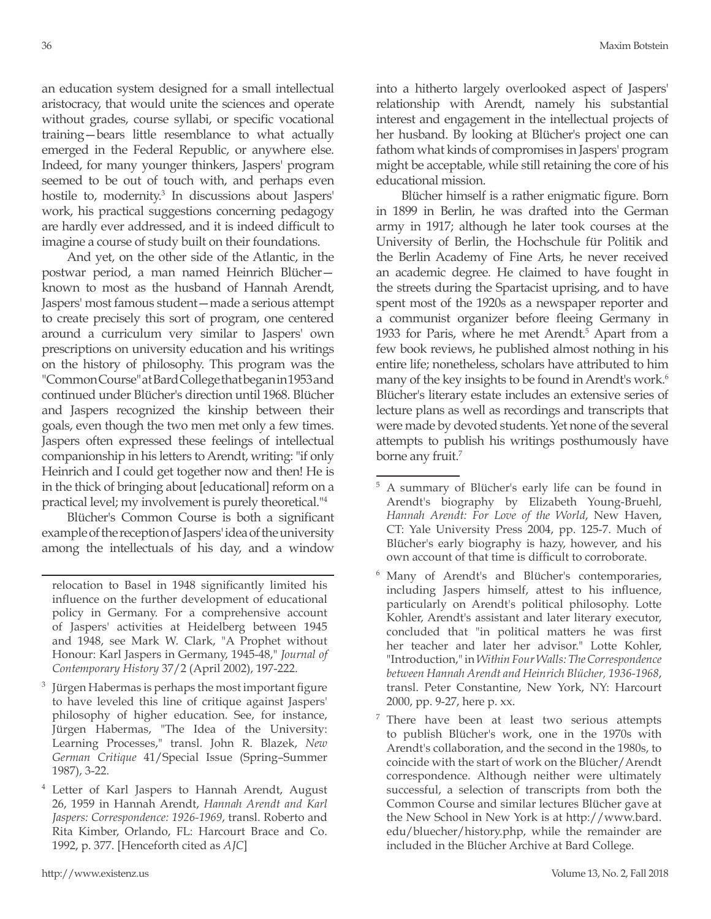an education system designed for a small intellectual aristocracy, that would unite the sciences and operate without grades, course syllabi, or specific vocational training—bears little resemblance to what actually emerged in the Federal Republic, or anywhere else. Indeed, for many younger thinkers, Jaspers' program seemed to be out of touch with, and perhaps even hostile to, modernity.[3] In discussions about Jaspers' work, his practical suggestions concerning pedagogy are hardly ever addressed, and it is indeed difficult to imagine a course of study built on their foundations.

And yet, on the other side of the Atlantic, in the postwar period, a man named Heinrich Blücher—known to most as the husband of Hannah Arendt, Jaspers' most famous student—made a serious attempt to create precisely this sort of program, one centered around a curriculum very similar to Jaspers' own prescriptions on university education and his writings on the history of philosophy. This program was the "Common Course" at Bard College that began in 1953 and continued under Blücher's direction until 1968. Blücher and Jaspers recognized the kinship between their goals, even though the two men met only a few times. Jaspers often expressed these feelings of intellectual companionship in his letters to Arendt, writing: "if only Heinrich and I could get together now and then! He is in the thick of bringing about [educational] reform on a practical level; my involvement is purely theoretical."[4]

Blücher's Common Course is both a significant example of the reception of Jaspers' idea of the university among the intellectuals of his day, and a window into a hitherto largely overlooked aspect of Jaspers' relationship with Arendt, namely his substantial interest and engagement in the intellectual projects of her husband. By looking at Blücher's project one can fathom what kinds of compromises in Jaspers' program might be acceptable, while still retaining the core of his educational mission.

Blücher himself is a rather enigmatic figure. Born in 1899 in Berlin, he was drafted into the German army in 1917; although he later took courses at the University of Berlin, the Hochschule für Politik and the Berlin Academy of Fine Arts, he never received an academic degree. He claimed to have fought in the streets during the Spartacist uprising, and to have spent most of the 1920s as a newspaper reporter and a communist organizer before fleeing Germany in 1933 for Paris, where he met Arendt.[5] Apart from a few book reviews, he published almost nothing in his entire life; nonetheless, scholars have attributed to him many of the key insights to be found in Arendt's work.[6] Blücher's literary estate includes an extensive series of lecture plans as well as recordings and transcripts that were made by devoted students. Yet none of the several attempts to publish his writings posthumously have borne any fruit.[7]

---

relocation to Basel in 1948 significantly limited his influence on the further development of educational policy in Germany. For a comprehensive account of Jaspers' activities at Heidelberg between 1945 and 1948, see Mark W. Clark, "A Prophet without Honour: Karl Jaspers in Germany, 1945-48," *Journal of Contemporary History* 37/2 (April 2002), 197-222.

[3] Jürgen Habermas is perhaps the most important figure to have leveled this line of critique against Jaspers' philosophy of higher education. See, for instance, Jürgen Habermas, "The Idea of the University: Learning Processes," transl. John R. Blazek, *New German Critique* 41/Special Issue (Spring–Summer 1987), 3-22.

[4] Letter of Karl Jaspers to Hannah Arendt, August 26, 1959 in Hannah Arendt, *Hannah Arendt and Karl Jaspers: Correspondence: 1926-1969*, transl. Roberto and Rita Kimber, Orlando, FL: Harcourt Brace and Co. 1992, p. 377. [Henceforth cited as *AJC*]

[5] A summary of Blücher's early life can be found in Arendt's biography by Elizabeth Young-Bruehl, *Hannah Arendt: For Love of the World*, New Haven, CT: Yale University Press 2004, pp. 125-7. Much of Blücher's early biography is hazy, however, and his own account of that time is difficult to corroborate.

[6] Many of Arendt's and Blücher's contemporaries, including Jaspers himself, attest to his influence, particularly on Arendt's political philosophy. Lotte Kohler, Arendt's assistant and later literary executor, concluded that "in political matters he was first her teacher and later her advisor." Lotte Kohler, "Introduction," in *Within Four Walls: The Correspondence between Hannah Arendt and Heinrich Blücher, 1936-1968*, transl. Peter Constantine, New York, NY: Harcourt 2000, pp. 9-27, here p. xx.

[7] There have been at least two serious attempts to publish Blücher's work, one in the 1970s with Arendt's collaboration, and the second in the 1980s, to coincide with the start of work on the Blücher/Arendt correspondence. Although neither were ultimately successful, a selection of transcripts from both the Common Course and similar lectures Blücher gave at the New School in New York is at http://www.bard.edu/bluecher/history.php, while the remainder are included in the Blücher Archive at Bard College.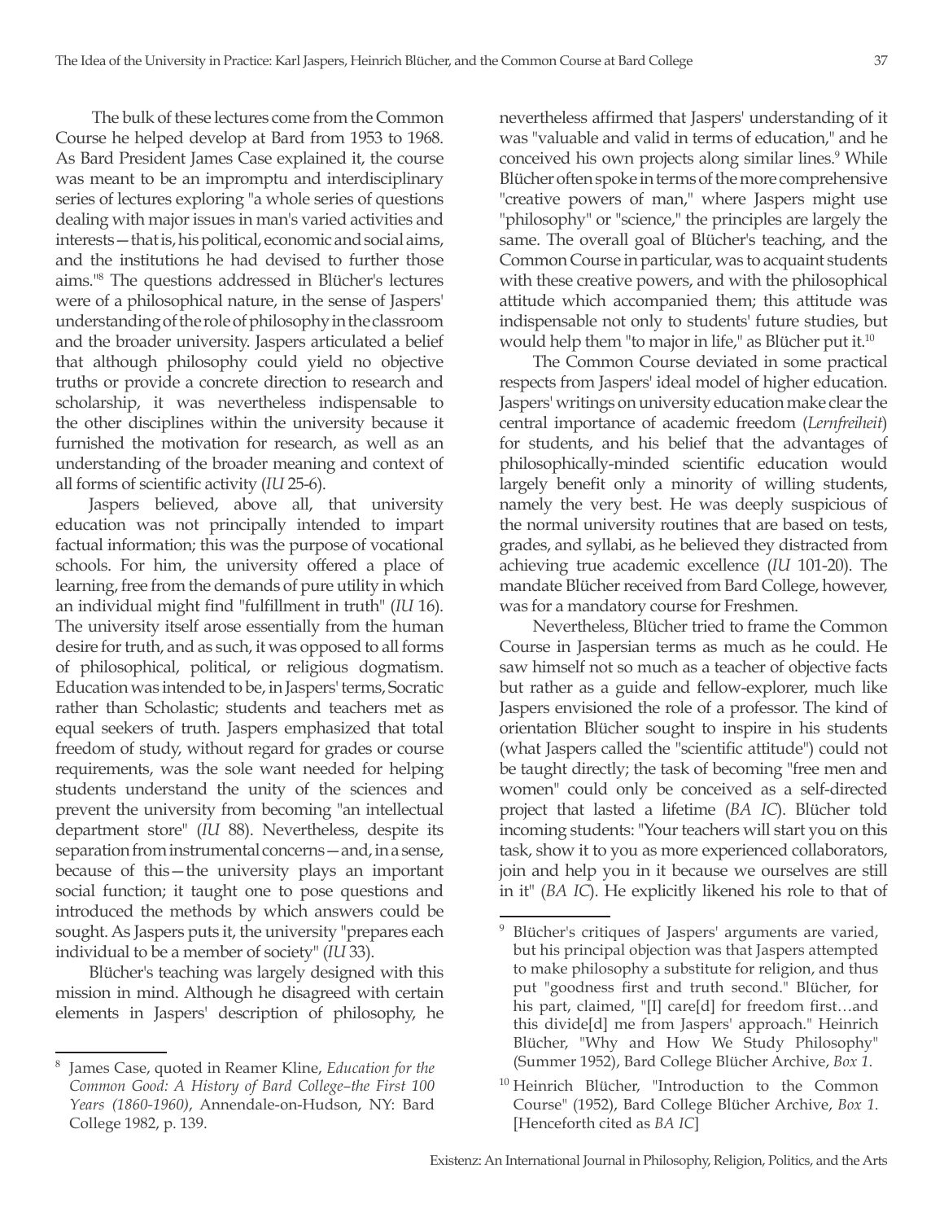The bulk of these lectures come from the Common Course he helped develop at Bard from 1953 to 1968. As Bard President James Case explained it, the course was meant to be an impromptu and interdisciplinary series of lectures exploring "a whole series of questions dealing with major issues in man's varied activities and interests—that is, his political, economic and social aims, and the institutions he had devised to further those aims."[8] The questions addressed in Blücher's lectures were of a philosophical nature, in the sense of Jaspers' understanding of the role of philosophy in the classroom and the broader university. Jaspers articulated a belief that although philosophy could yield no objective truths or provide a concrete direction to research and scholarship, it was nevertheless indispensable to the other disciplines within the university because it furnished the motivation for research, as well as an understanding of the broader meaning and context of all forms of scientific activity (*IU* 25-6).

Jaspers believed, above all, that university education was not principally intended to impart factual information; this was the purpose of vocational schools. For him, the university offered a place of learning, free from the demands of pure utility in which an individual might find "fulfillment in truth" (*IU* 16). The university itself arose essentially from the human desire for truth, and as such, it was opposed to all forms of philosophical, political, or religious dogmatism. Education was intended to be, in Jaspers' terms, Socratic rather than Scholastic; students and teachers met as equal seekers of truth. Jaspers emphasized that total freedom of study, without regard for grades or course requirements, was the sole want needed for helping students understand the unity of the sciences and prevent the university from becoming "an intellectual department store" (*IU* 88). Nevertheless, despite its separation from instrumental concerns—and, in a sense, because of this—the university plays an important social function; it taught one to pose questions and introduced the methods by which answers could be sought. As Jaspers puts it, the university "prepares each individual to be a member of society" (*IU* 33).

Blücher's teaching was largely designed with this mission in mind. Although he disagreed with certain elements in Jaspers' description of philosophy, he nevertheless affirmed that Jaspers' understanding of it was "valuable and valid in terms of education," and he conceived his own projects along similar lines.[9] While Blücher often spoke in terms of the more comprehensive "creative powers of man," where Jaspers might use "philosophy" or "science," the principles are largely the same. The overall goal of Blücher's teaching, and the Common Course in particular, was to acquaint students with these creative powers, and with the philosophical attitude which accompanied them; this attitude was indispensable not only to students' future studies, but would help them "to major in life," as Blücher put it.[10]

The Common Course deviated in some practical respects from Jaspers' ideal model of higher education. Jaspers' writings on university education make clear the central importance of academic freedom (*Lernfreiheit*) for students, and his belief that the advantages of philosophically-minded scientific education would largely benefit only a minority of willing students, namely the very best. He was deeply suspicious of the normal university routines that are based on tests, grades, and syllabi, as he believed they distracted from achieving true academic excellence (*IU* 101-20). The mandate Blücher received from Bard College, however, was for a mandatory course for Freshmen.

Nevertheless, Blücher tried to frame the Common Course in Jaspersian terms as much as he could. He saw himself not so much as a teacher of objective facts but rather as a guide and fellow-explorer, much like Jaspers envisioned the role of a professor. The kind of orientation Blücher sought to inspire in his students (what Jaspers called the "scientific attitude") could not be taught directly; the task of becoming "free men and women" could only be conceived as a self-directed project that lasted a lifetime (*BA IC*). Blücher told incoming students: "Your teachers will start you on this task, show it to you as more experienced collaborators, join and help you in it because we ourselves are still in it" (*BA IC*). He explicitly likened his role to that of

---

[8] James Case, quoted in Reamer Kline, *Education for the Common Good: A History of Bard College–the First 100 Years (1860-1960)*, Annendale-on-Hudson, NY: Bard College 1982, p. 139.

[9] Blücher's critiques of Jaspers' arguments are varied, but his principal objection was that Jaspers attempted to make philosophy a substitute for religion, and thus put "goodness first and truth second." Blücher, for his part, claimed, "[I] care[d] for freedom first…and this divide[d] me from Jaspers' approach." Heinrich Blücher, "Why and How We Study Philosophy" (Summer 1952), Bard College Blücher Archive, *Box 1*.

[10] Heinrich Blücher, "Introduction to the Common Course" (1952), Bard College Blücher Archive, *Box 1*. [Henceforth cited as *BA IC*]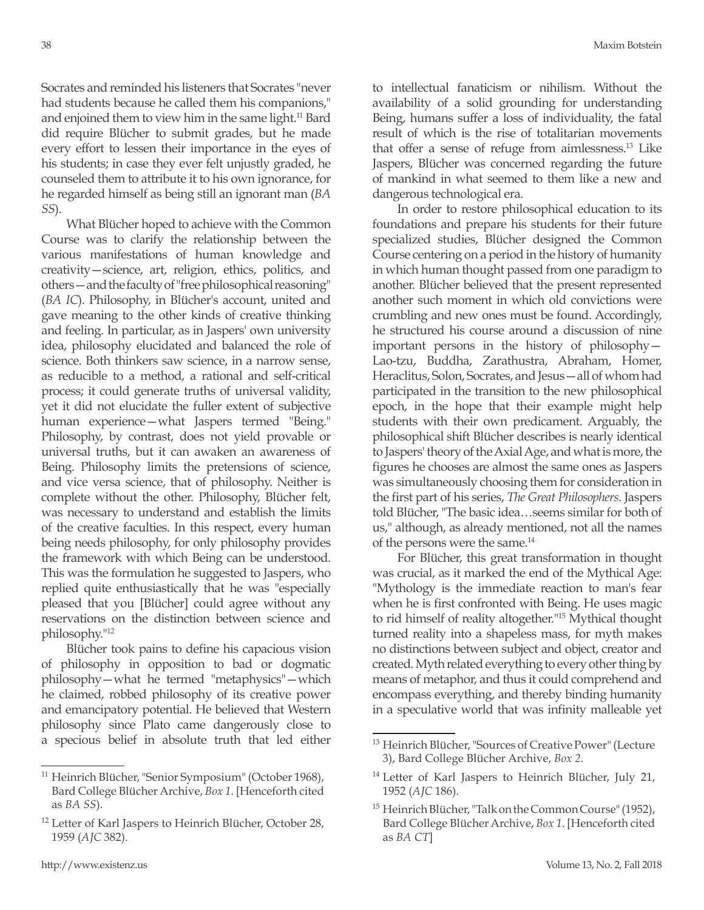Socrates and reminded his listeners that Socrates "never had students because he called them his companions," and enjoined them to view him in the same light.[11] Bard did require Blücher to submit grades, but he made every effort to lessen their importance in the eyes of his students; in case they ever felt unjustly graded, he counseled them to attribute it to his own ignorance, for he regarded himself as being still an ignorant man (*BA SS*).

What Blücher hoped to achieve with the Common Course was to clarify the relationship between the various manifestations of human knowledge and creativity—science, art, religion, ethics, politics, and others—and the faculty of "free philosophical reasoning" (*BA IC*). Philosophy, in Blücher's account, united and gave meaning to the other kinds of creative thinking and feeling. In particular, as in Jaspers' own university idea, philosophy elucidated and balanced the role of science. Both thinkers saw science, in a narrow sense, as reducible to a method, a rational and self-critical process; it could generate truths of universal validity, yet it did not elucidate the fuller extent of subjective human experience—what Jaspers termed "Being." Philosophy, by contrast, does not yield provable or universal truths, but it can awaken an awareness of Being. Philosophy limits the pretensions of science, and vice versa science, that of philosophy. Neither is complete without the other. Philosophy, Blücher felt, was necessary to understand and establish the limits of the creative faculties. In this respect, every human being needs philosophy, for only philosophy provides the framework with which Being can be understood. This was the formulation he suggested to Jaspers, who replied quite enthusiastically that he was "especially pleased that you [Blücher] could agree without any reservations on the distinction between science and philosophy."[12]

Blücher took pains to define his capacious vision of philosophy in opposition to bad or dogmatic philosophy—what he termed "metaphysics"—which he claimed, robbed philosophy of its creative power and emancipatory potential. He believed that Western philosophy since Plato came dangerously close to a specious belief in absolute truth that led either to intellectual fanaticism or nihilism. Without the availability of a solid grounding for understanding Being, humans suffer a loss of individuality, the fatal result of which is the rise of totalitarian movements that offer a sense of refuge from aimlessness.[13] Like Jaspers, Blücher was concerned regarding the future of mankind in what seemed to them like a new and dangerous technological era.

In order to restore philosophical education to its foundations and prepare his students for their future specialized studies, Blücher designed the Common Course centering on a period in the history of humanity in which human thought passed from one paradigm to another. Blücher believed that the present represented another such moment in which old convictions were crumbling and new ones must be found. Accordingly, he structured his course around a discussion of nine important persons in the history of philosophy—Lao-tzu, Buddha, Zarathustra, Abraham, Homer, Heraclitus, Solon, Socrates, and Jesus—all of whom had participated in the transition to the new philosophical epoch, in the hope that their example might help students with their own predicament. Arguably, the philosophical shift Blücher describes is nearly identical to Jaspers' theory of the Axial Age, and what is more, the figures he chooses are almost the same ones as Jaspers was simultaneously choosing them for consideration in the first part of his series, *The Great Philosophers*. Jaspers told Blücher, "The basic idea…seems similar for both of us," although, as already mentioned, not all the names of the persons were the same.[14]

For Blücher, this great transformation in thought was crucial, as it marked the end of the Mythical Age: "Mythology is the immediate reaction to man's fear when he is first confronted with Being. He uses magic to rid himself of reality altogether."[15] Mythical thought turned reality into a shapeless mass, for myth makes no distinctions between subject and object, creator and created. Myth related everything to every other thing by means of metaphor, and thus it could comprehend and encompass everything, and thereby binding humanity in a speculative world that was infinity malleable yet

---

[11] Heinrich Blücher, "Senior Symposium" (October 1968), Bard College Blücher Archive, *Box 1*. [Henceforth cited as *BA SS*).

[12] Letter of Karl Jaspers to Heinrich Blücher, October 28, 1959 (*AJC* 382).

[13] Heinrich Blücher, "Sources of Creative Power" (Lecture 3), Bard College Blücher Archive, *Box 2*.

[14] Letter of Karl Jaspers to Heinrich Blücher, July 21, 1952 (*AJC* 186).

[15] Heinrich Blücher, "Talk on the Common Course" (1952), Bard College Blücher Archive, *Box 1*. [Henceforth cited as *BA CT*]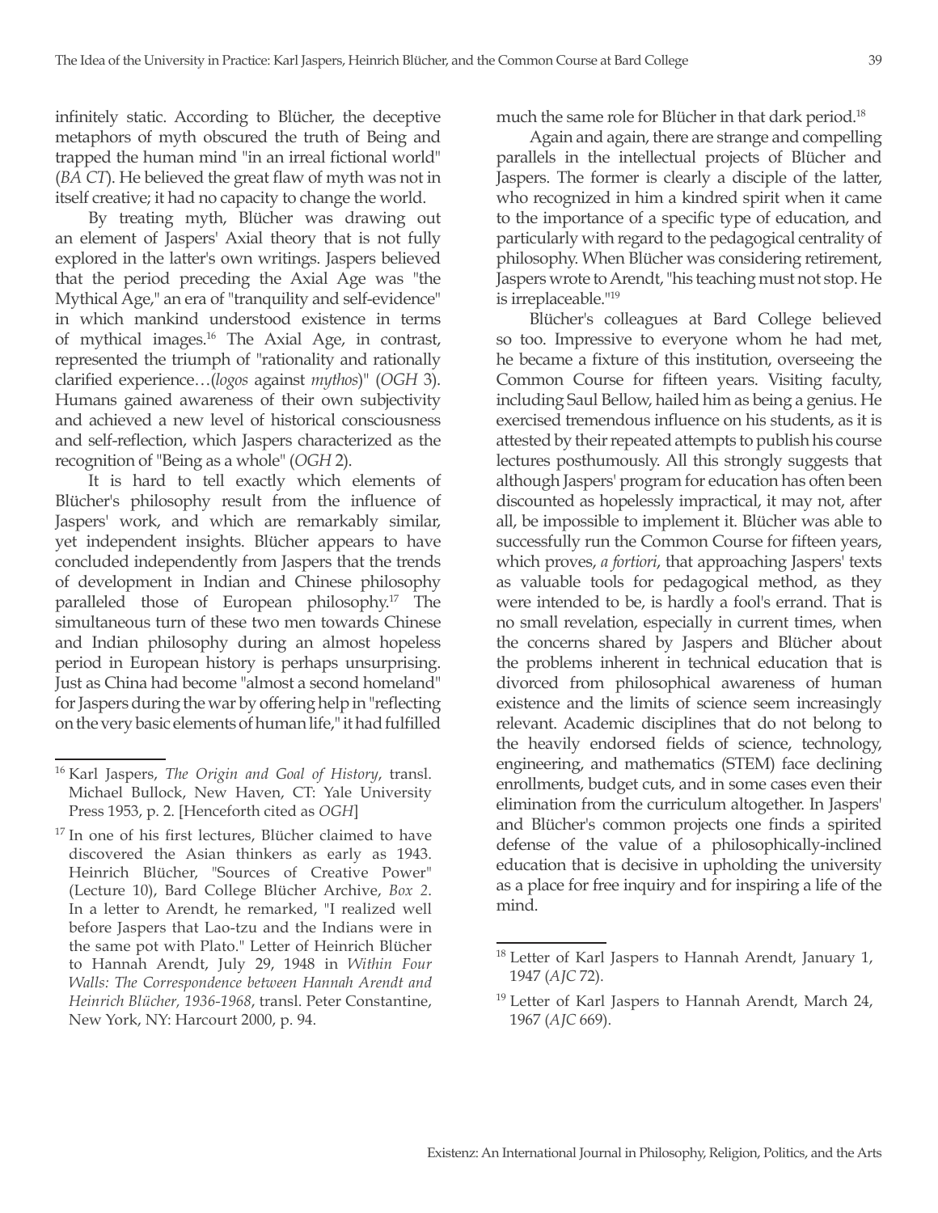infinitely static. According to Blücher, the deceptive metaphors of myth obscured the truth of Being and trapped the human mind "in an irreal fictional world" (*BA CT*). He believed the great flaw of myth was not in itself creative; it had no capacity to change the world.

By treating myth, Blücher was drawing out an element of Jaspers' Axial theory that is not fully explored in the latter's own writings. Jaspers believed that the period preceding the Axial Age was "the Mythical Age," an era of "tranquility and self-evidence" in which mankind understood existence in terms of mythical images.[16] The Axial Age, in contrast, represented the triumph of "rationality and rationally clarified experience…(*logos* against *mythos*)" (*OGH* 3). Humans gained awareness of their own subjectivity and achieved a new level of historical consciousness and self-reflection, which Jaspers characterized as the recognition of "Being as a whole" (*OGH* 2).

It is hard to tell exactly which elements of Blücher's philosophy result from the influence of Jaspers' work, and which are remarkably similar, yet independent insights. Blücher appears to have concluded independently from Jaspers that the trends of development in Indian and Chinese philosophy paralleled those of European philosophy.[17] The simultaneous turn of these two men towards Chinese and Indian philosophy during an almost hopeless period in European history is perhaps unsurprising. Just as China had become "almost a second homeland" for Jaspers during the war by offering help in "reflecting on the very basic elements of human life," it had fulfilled much the same role for Blücher in that dark period.[18]

Again and again, there are strange and compelling parallels in the intellectual projects of Blücher and Jaspers. The former is clearly a disciple of the latter, who recognized in him a kindred spirit when it came to the importance of a specific type of education, and particularly with regard to the pedagogical centrality of philosophy. When Blücher was considering retirement, Jaspers wrote to Arendt, "his teaching must not stop. He is irreplaceable."[19]

Blücher's colleagues at Bard College believed so too. Impressive to everyone whom he had met, he became a fixture of this institution, overseeing the Common Course for fifteen years. Visiting faculty, including Saul Bellow, hailed him as being a genius. He exercised tremendous influence on his students, as it is attested by their repeated attempts to publish his course lectures posthumously. All this strongly suggests that although Jaspers' program for education has often been discounted as hopelessly impractical, it may not, after all, be impossible to implement it. Blücher was able to successfully run the Common Course for fifteen years, which proves, *a fortiori*, that approaching Jaspers' texts as valuable tools for pedagogical method, as they were intended to be, is hardly a fool's errand. That is no small revelation, especially in current times, when the concerns shared by Jaspers and Blücher about the problems inherent in technical education that is divorced from philosophical awareness of human existence and the limits of science seem increasingly relevant. Academic disciplines that do not belong to the heavily endorsed fields of science, technology, engineering, and mathematics (STEM) face declining enrollments, budget cuts, and in some cases even their elimination from the curriculum altogether. In Jaspers' and Blücher's common projects one finds a spirited defense of the value of a philosophically-inclined education that is decisive in upholding the university as a place for free inquiry and for inspiring a life of the mind.

---

[16] Karl Jaspers, *The Origin and Goal of History*, transl. Michael Bullock, New Haven, CT: Yale University Press 1953, p. 2. [Henceforth cited as *OGH*]

[17] In one of his first lectures, Blücher claimed to have discovered the Asian thinkers as early as 1943. Heinrich Blücher, "Sources of Creative Power" (Lecture 10), Bard College Blücher Archive, *Box 2*. In a letter to Arendt, he remarked, "I realized well before Jaspers that Lao-tzu and the Indians were in the same pot with Plato." Letter of Heinrich Blücher to Hannah Arendt, July 29, 1948 in *Within Four Walls: The Correspondence between Hannah Arendt and Heinrich Blücher, 1936-1968*, transl. Peter Constantine, New York, NY: Harcourt 2000, p. 94.

[18] Letter of Karl Jaspers to Hannah Arendt, January 1, 1947 (*AJC* 72).

[19] Letter of Karl Jaspers to Hannah Arendt, March 24, 1967 (*AJC* 669).